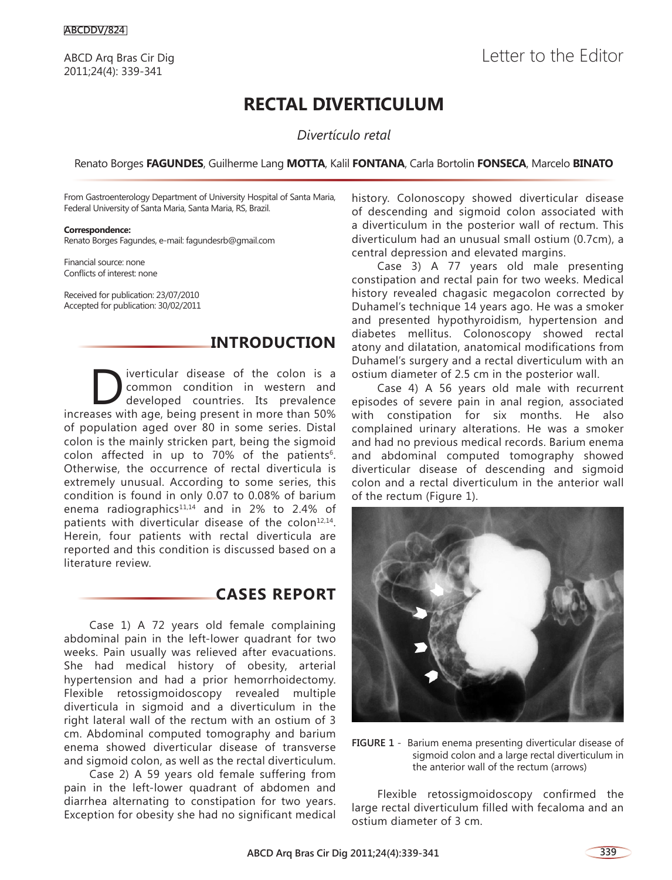ABCDDV/824

# Letter to the Editor

# RECTAL DIVERTICULUM

*Divertículo retal*

Renato Borges **FAGUNDES**, Guilherme Lang **MOTTA**, Kalil **FONTANA**, Carla Bortolin **FONSECA**, Marcelo **BINATO**

From Gastroenterology Department of University Hospital of Santa Maria, Federal University of Santa Maria, Santa Maria, RS, Brazil.

**Correspondence:**
Renato Borges Fagundes, e-mail: fagundesrb@gmail.com

Financial source: none
Conflicts of interest: none

Received for publication: 23/07/2010
Accepted for publication: 30/02/2011

## INTRODUCTION

Diverticular disease of the colon is a common condition in western and developed countries. Its prevalence increases with age, being present in more than 50% of population aged over 80 in some series. Distal colon is the mainly stricken part, being the sigmoid colon affected in up to 70% of the patients[6]. Otherwise, the occurrence of rectal diverticula is extremely unusual. According to some series, this condition is found in only 0.07 to 0.08% of barium enema radiographics[11,14] and in 2% to 2.4% of patients with diverticular disease of the colon[12,14]. Herein, four patients with rectal diverticula are reported and this condition is discussed based on a literature review.

## CASES REPORT

Case 1) A 72 years old female complaining abdominal pain in the left-lower quadrant for two weeks. Pain usually was relieved after evacuations. She had medical history of obesity, arterial hypertension and had a prior hemorrhoidectomy. Flexible retossigmoidoscopy revealed multiple diverticula in sigmoid and a diverticulum in the right lateral wall of the rectum with an ostium of 3 cm. Abdominal computed tomography and barium enema showed diverticular disease of transverse and sigmoid colon, as well as the rectal diverticulum.

Case 2) A 59 years old female suffering from pain in the left-lower quadrant of abdomen and diarrhea alternating to constipation for two years. Exception for obesity she had no significant medical history. Colonoscopy showed diverticular disease of descending and sigmoid colon associated with a diverticulum in the posterior wall of rectum. This diverticulum had an unusual small ostium (0.7cm), a central depression and elevated margins.

Case 3) A 77 years old male presenting constipation and rectal pain for two weeks. Medical history revealed chagasic megacolon corrected by Duhamel's technique 14 years ago. He was a smoker and presented hypothyroidism, hypertension and diabetes mellitus. Colonoscopy showed rectal atony and dilatation, anatomical modifications from Duhamel's surgery and a rectal diverticulum with an ostium diameter of 2.5 cm in the posterior wall.

Case 4) A 56 years old male with recurrent episodes of severe pain in anal region, associated with constipation for six months. He also complained urinary alterations. He was a smoker and had no previous medical records. Barium enema and abdominal computed tomography showed diverticular disease of descending and sigmoid colon and a rectal diverticulum in the anterior wall of the rectum (Figure 1).

**FIGURE 1** - Barium enema presenting diverticular disease of sigmoid colon and a large rectal diverticulum in the anterior wall of the rectum (arrows)

Flexible retossigmoidoscopy confirmed the large rectal diverticulum filled with fecaloma and an ostium diameter of 3 cm.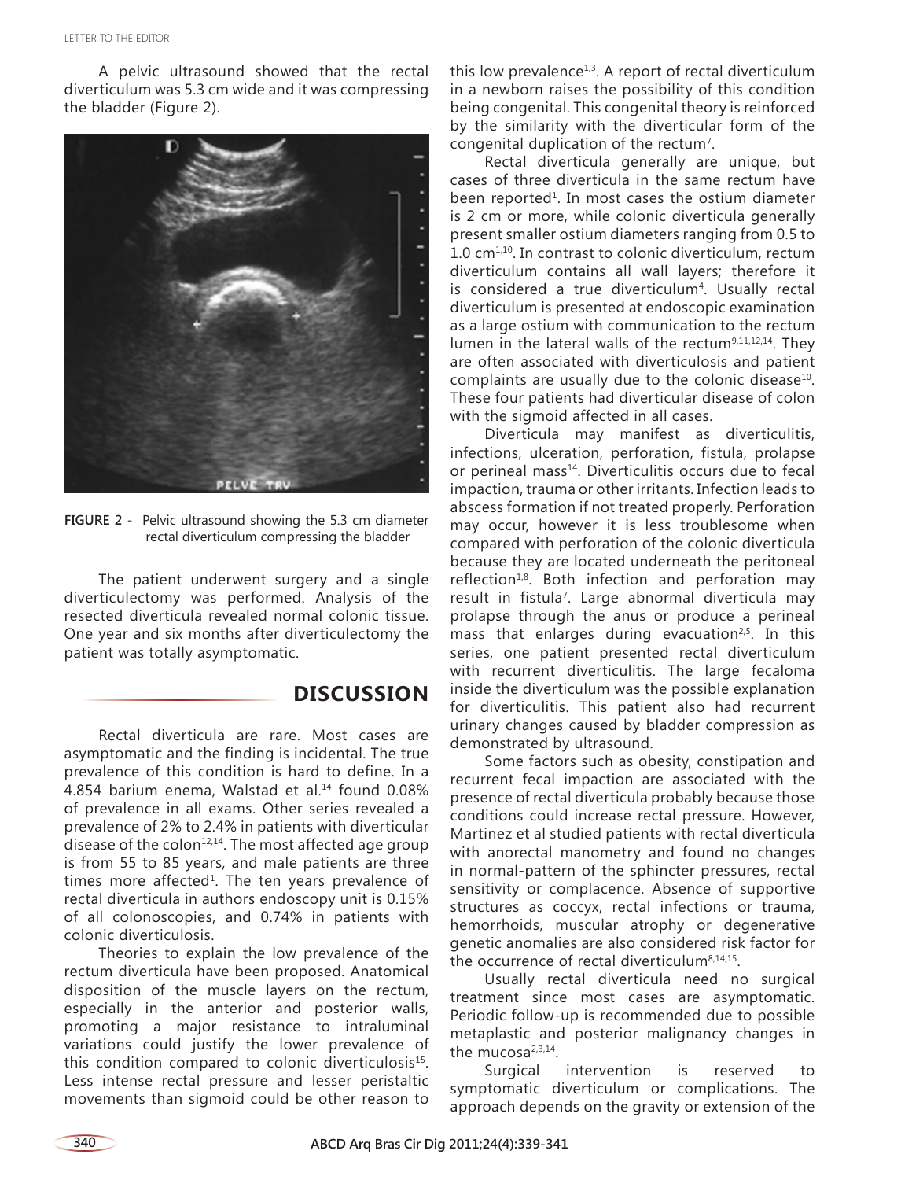A pelvic ultrasound showed that the rectal diverticulum was 5.3 cm wide and it was compressing the bladder (Figure 2).

FIGURE 2 - Pelvic ultrasound showing the 5.3 cm diameter rectal diverticulum compressing the bladder

The patient underwent surgery and a single diverticulectomy was performed. Analysis of the resected diverticula revealed normal colonic tissue. One year and six months after diverticulectomy the patient was totally asymptomatic.

## DISCUSSION

Rectal diverticula are rare. Most cases are asymptomatic and the finding is incidental. The true prevalence of this condition is hard to define. In a 4.854 barium enema, Walstad et al.[14] found 0.08% of prevalence in all exams. Other series revealed a prevalence of 2% to 2.4% in patients with diverticular disease of the colon[12,14]. The most affected age group is from 55 to 85 years, and male patients are three times more affected[1]. The ten years prevalence of rectal diverticula in authors endoscopy unit is 0.15% of all colonoscopies, and 0.74% in patients with colonic diverticulosis.

Theories to explain the low prevalence of the rectum diverticula have been proposed. Anatomical disposition of the muscle layers on the rectum, especially in the anterior and posterior walls, promoting a major resistance to intraluminal variations could justify the lower prevalence of this condition compared to colonic diverticulosis[15]. Less intense rectal pressure and lesser peristaltic movements than sigmoid could be other reason to this low prevalence[1,3]. A report of rectal diverticulum in a newborn raises the possibility of this condition being congenital. This congenital theory is reinforced by the similarity with the diverticular form of the congenital duplication of the rectum[7].

Rectal diverticula generally are unique, but cases of three diverticula in the same rectum have been reported[1]. In most cases the ostium diameter is 2 cm or more, while colonic diverticula generally present smaller ostium diameters ranging from 0.5 to 1.0 cm[1,10]. In contrast to colonic diverticulum, rectum diverticulum contains all wall layers; therefore it is considered a true diverticulum[4]. Usually rectal diverticulum is presented at endoscopic examination as a large ostium with communication to the rectum lumen in the lateral walls of the rectum[9,11,12,14]. They are often associated with diverticulosis and patient complaints are usually due to the colonic disease[10]. These four patients had diverticular disease of colon with the sigmoid affected in all cases.

Diverticula may manifest as diverticulitis, infections, ulceration, perforation, fistula, prolapse or perineal mass[14]. Diverticulitis occurs due to fecal impaction, trauma or other irritants. Infection leads to abscess formation if not treated properly. Perforation may occur, however it is less troublesome when compared with perforation of the colonic diverticula because they are located underneath the peritoneal reflextion[1,8]. Both infection and perforation may result in fistula[7]. Large abnormal diverticula may prolapse through the anus or produce a perineal mass that enlarges during evacuation[2,5]. In this series, one patient presented rectal diverticulum with recurrent diverticulitis. The large fecaloma inside the diverticulum was the possible explanation for diverticulitis. This patient also had recurrent urinary changes caused by bladder compression as demonstrated by ultrasound.

Some factors such as obesity, constipation and recurrent fecal impaction are associated with the presence of rectal diverticula probably because those conditions could increase rectal pressure. However, Martinez et al studied patients with rectal diverticula with anorectal manometry and found no changes in normal-pattern of the sphincter pressures, rectal sensitivity or complacence. Absence of supportive structures as coccyx, rectal infections or trauma, hemorrhoids, muscular atrophy or degenerative genetic anomalies are also considered risk factor for the occurrence of rectal diverticulum[8,14,15].

Usually rectal diverticula need no surgical treatment since most cases are asymptomatic. Periodic follow-up is recommended due to possible metaplastic and posterior malignancy changes in the mucosa[2,3,14].

Surgical intervention is reserved to symptomatic diverticulum or complications. The approach depends on the gravity or extension of the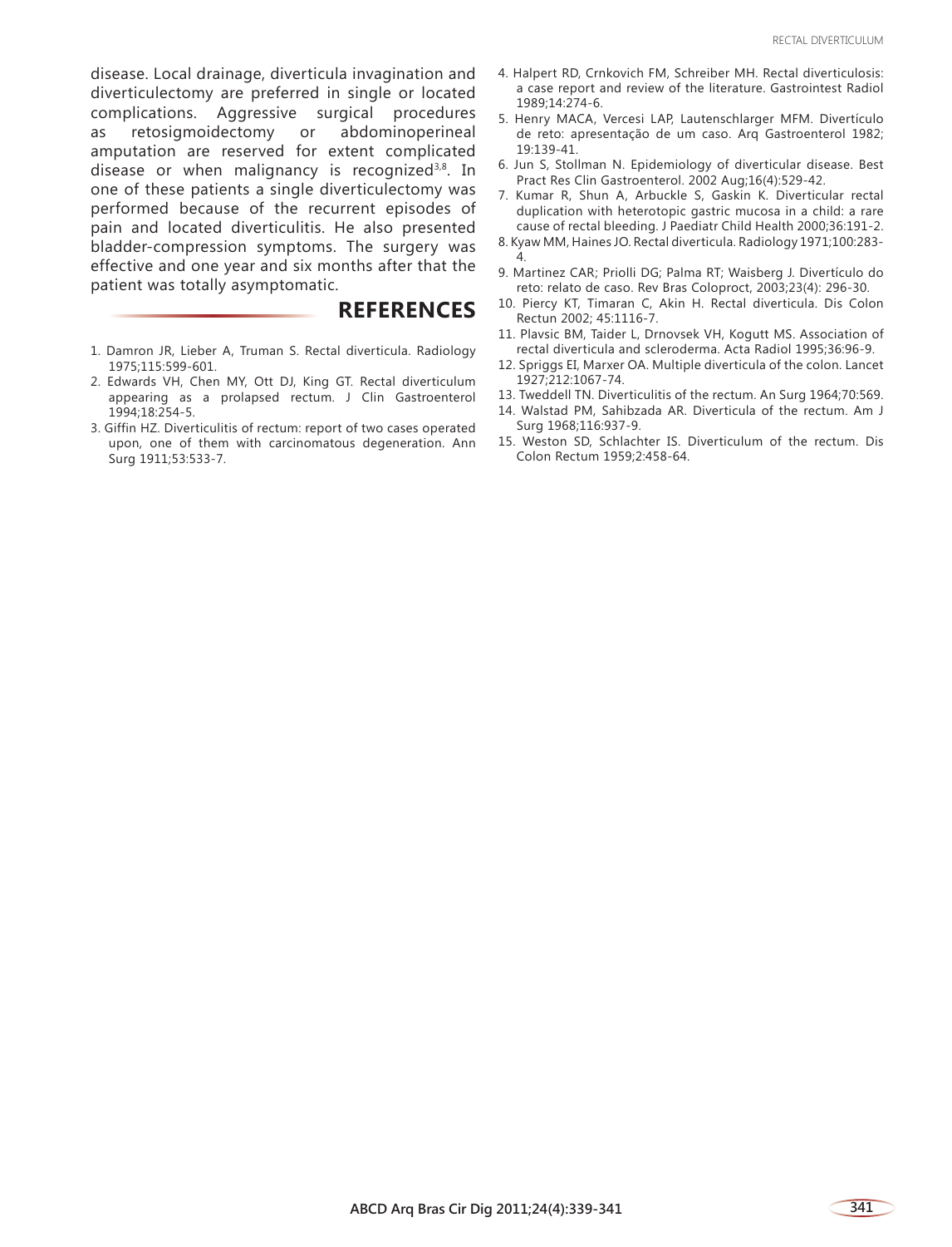disease. Local drainage, diverticula invagination and diverticulectomy are preferred in single or located complications. Aggressive surgical procedures as retosigmoidectomy or abdominoperineal amputation are reserved for extent complicated disease or when malignancy is recognized[3,8]. In one of these patients a single diverticulectomy was performed because of the recurrent episodes of pain and located diverticulitis. He also presented bladder-compression symptoms. The surgery was effective and one year and six months after that the patient was totally asymptomatic.

## REFERENCES

1. Damron JR, Lieber A, Truman S. Rectal diverticula. Radiology 1975;115:599-601.
2. Edwards VH, Chen MY, Ott DJ, King GT. Rectal diverticulum appearing as a prolapsed rectum. J Clin Gastroenterol 1994;18:254-5.
3. Giffin HZ. Diverticulitis of rectum: report of two cases operated upon, one of them with carcinomatous degeneration. Ann Surg 1911;53:533-7.
4. Halpert RD, Crnkovich FM, Schreiber MH. Rectal diverticulosis: a case report and review of the literature. Gastrointest Radiol 1989;14:274-6.
5. Henry MACA, Vercesi LAP, Lautenschlarger MFM. Divertículo de reto: apresentação de um caso. Arq Gastroenterol 1982; 19:139-41.
6. Jun S, Stollman N. Epidemiology of diverticular disease. Best Pract Res Clin Gastroenterol. 2002 Aug;16(4):529-42.
7. Kumar R, Shun A, Arbuckle S, Gaskin K. Diverticular rectal duplication with heterotopic gastric mucosa in a child: a rare cause of rectal bleeding. J Paediatr Child Health 2000;36:191-2.
8. Kyaw MM, Haines JO. Rectal diverticula. Radiology 1971;100:283-4.
9. Martinez CAR; Priolli DG; Palma RT; Waisberg J. Divertículo do reto: relato de caso. Rev Bras Coloproct, 2003;23(4): 296-30.
10. Piercy KT, Timaran C, Akin H. Rectal diverticula. Dis Colon Rectun 2002; 45:1116-7.
11. Plavsic BM, Taider L, Drnovsek VH, Kogutt MS. Association of rectal diverticula and scleroderma. Acta Radiol 1995;36:96-9.
12. Spriggs EI, Marxer OA. Multiple diverticula of the colon. Lancet 1927;212:1067-74.
13. Tweddell TN. Diverticulitis of the rectum. An Surg 1964;70:569.
14. Walstad PM, Sahibzada AR. Diverticula of the rectum. Am J Surg 1968;116:937-9.
15. Weston SD, Schlachter IS. Diverticulum of the rectum. Dis Colon Rectum 1959;2:458-64.